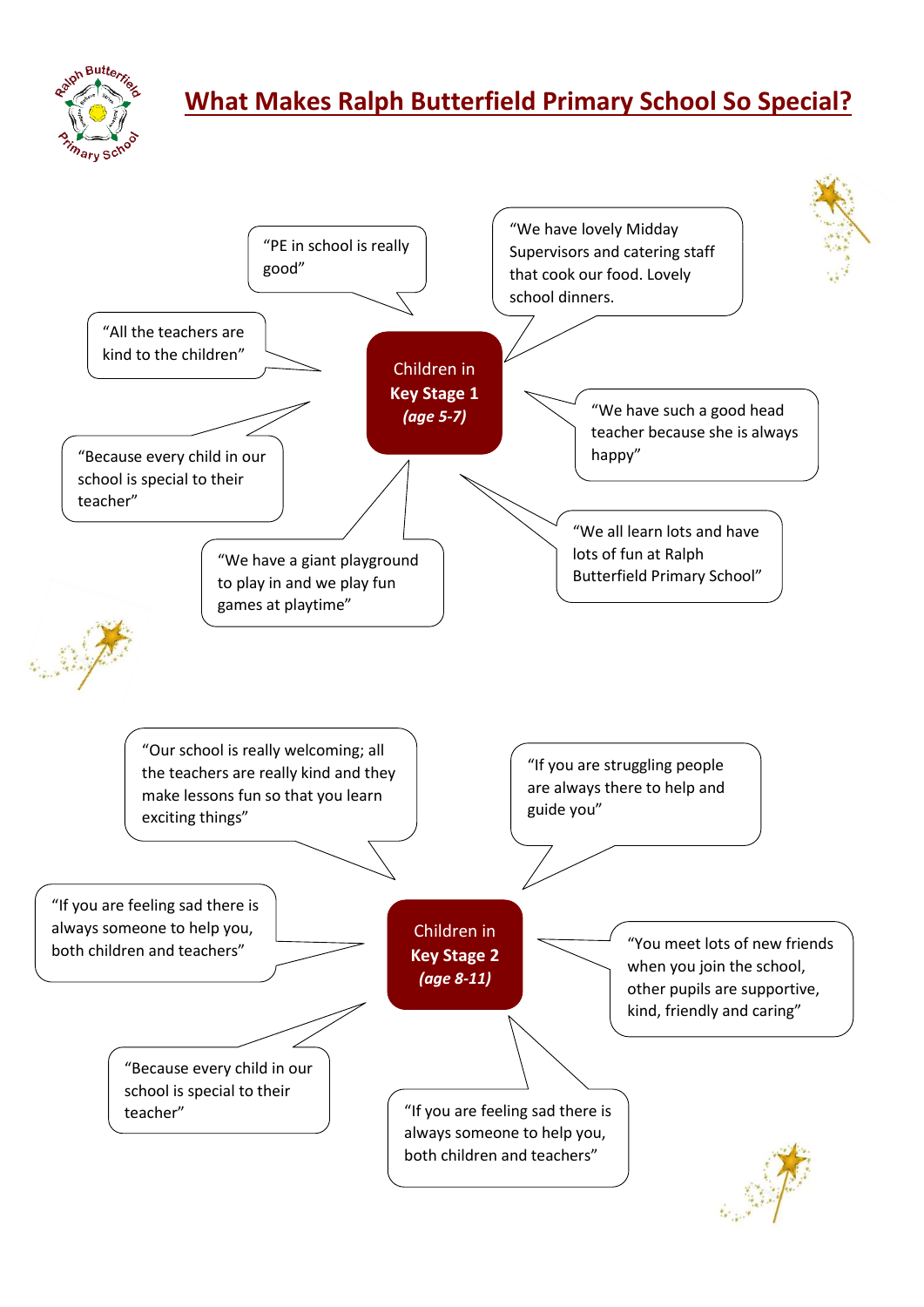# What Makes Ralph Butterfield Primary School So Special?

## Children in **Key Stage 1** *(age 5-7)*

- "PE in school is really good"
- "We have lovely Midday Supervisors and catering staff that cook our food. Lovely school dinners.
- "All the teachers are kind to the children"
- "We have such a good head teacher because she is always happy"
- "Because every child in our school is special to their teacher"
- "We all learn lots and have lots of fun at Ralph Butterfield Primary School"
- "We have a giant playground to play in and we play fun games at playtime"

## Children in **Key Stage 2** *(age 8-11)*

- "Our school is really welcoming; all the teachers are really kind and they make lessons fun so that you learn exciting things"
- "If you are struggling people are always there to help and guide you"
- "If you are feeling sad there is always someone to help you, both children and teachers"
- "You meet lots of new friends when you join the school, other pupils are supportive, kind, friendly and caring"
- "Because every child in our school is special to their teacher"
- "If you are feeling sad there is always someone to help you, both children and teachers"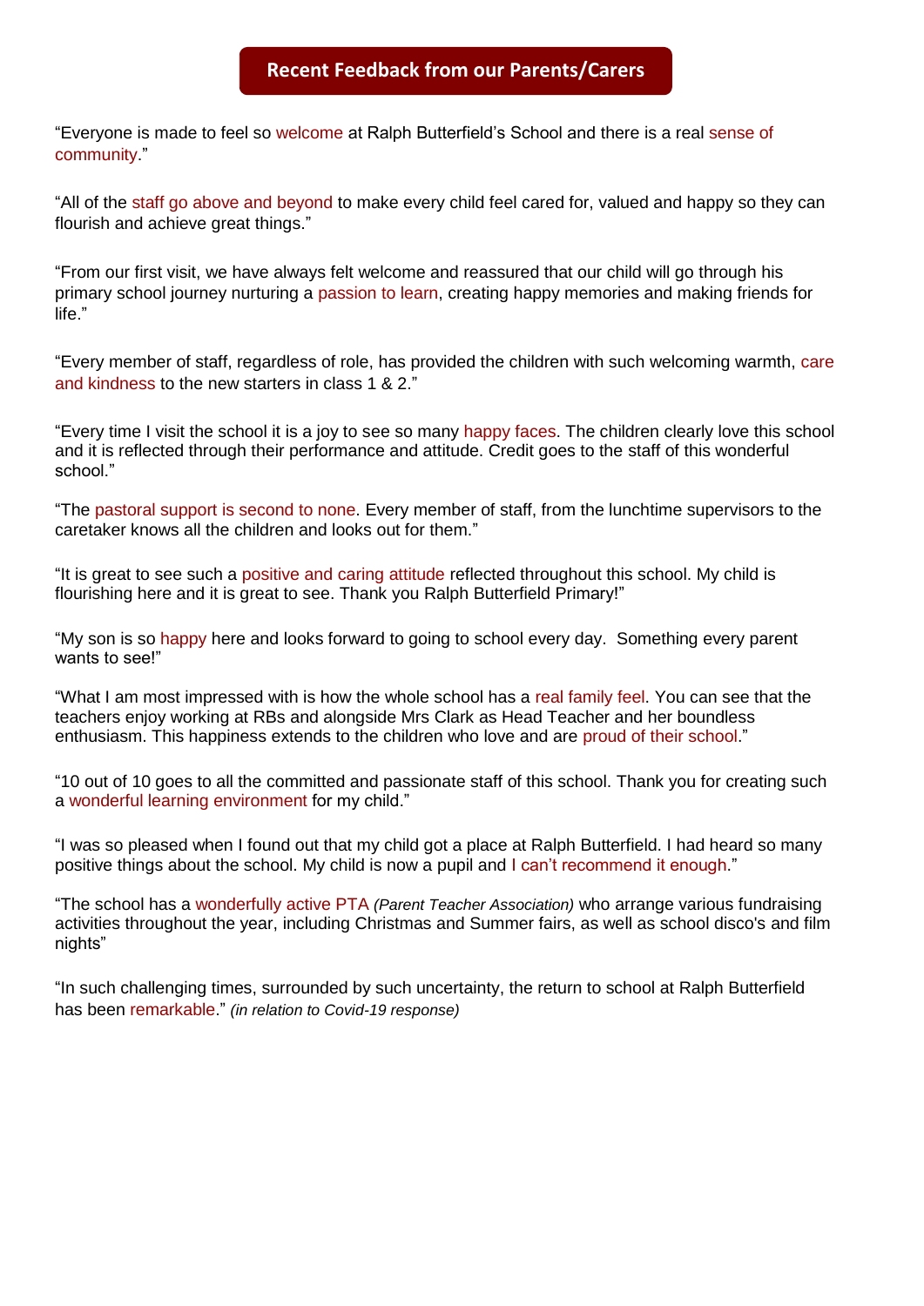## Recent Feedback from our Parents/Carers

“Everyone is made to feel so welcome at Ralph Butterfield’s School and there is a real sense of community.”

“All of the staff go above and beyond to make every child feel cared for, valued and happy so they can flourish and achieve great things.”

“From our first visit, we have always felt welcome and reassured that our child will go through his primary school journey nurturing a passion to learn, creating happy memories and making friends for life.”

“Every member of staff, regardless of role, has provided the children with such welcoming warmth, care and kindness to the new starters in class 1 & 2.”

“Every time I visit the school it is a joy to see so many happy faces. The children clearly love this school and it is reflected through their performance and attitude. Credit goes to the staff of this wonderful school.”

“The pastoral support is second to none. Every member of staff, from the lunchtime supervisors to the caretaker knows all the children and looks out for them.”

“It is great to see such a positive and caring attitude reflected throughout this school. My child is flourishing here and it is great to see. Thank you Ralph Butterfield Primary!”

“My son is so happy here and looks forward to going to school every day. Something every parent wants to see!”

“What I am most impressed with is how the whole school has a real family feel. You can see that the teachers enjoy working at RBs and alongside Mrs Clark as Head Teacher and her boundless enthusiasm. This happiness extends to the children who love and are proud of their school.”

“10 out of 10 goes to all the committed and passionate staff of this school. Thank you for creating such a wonderful learning environment for my child.”

“I was so pleased when I found out that my child got a place at Ralph Butterfield. I had heard so many positive things about the school. My child is now a pupil and I can’t recommend it enough.”

“The school has a wonderfully active PTA *(Parent Teacher Association)* who arrange various fundraising activities throughout the year, including Christmas and Summer fairs, as well as school disco's and film nights”

“In such challenging times, surrounded by such uncertainty, the return to school at Ralph Butterfield has been remarkable.” *(in relation to Covid-19 response)*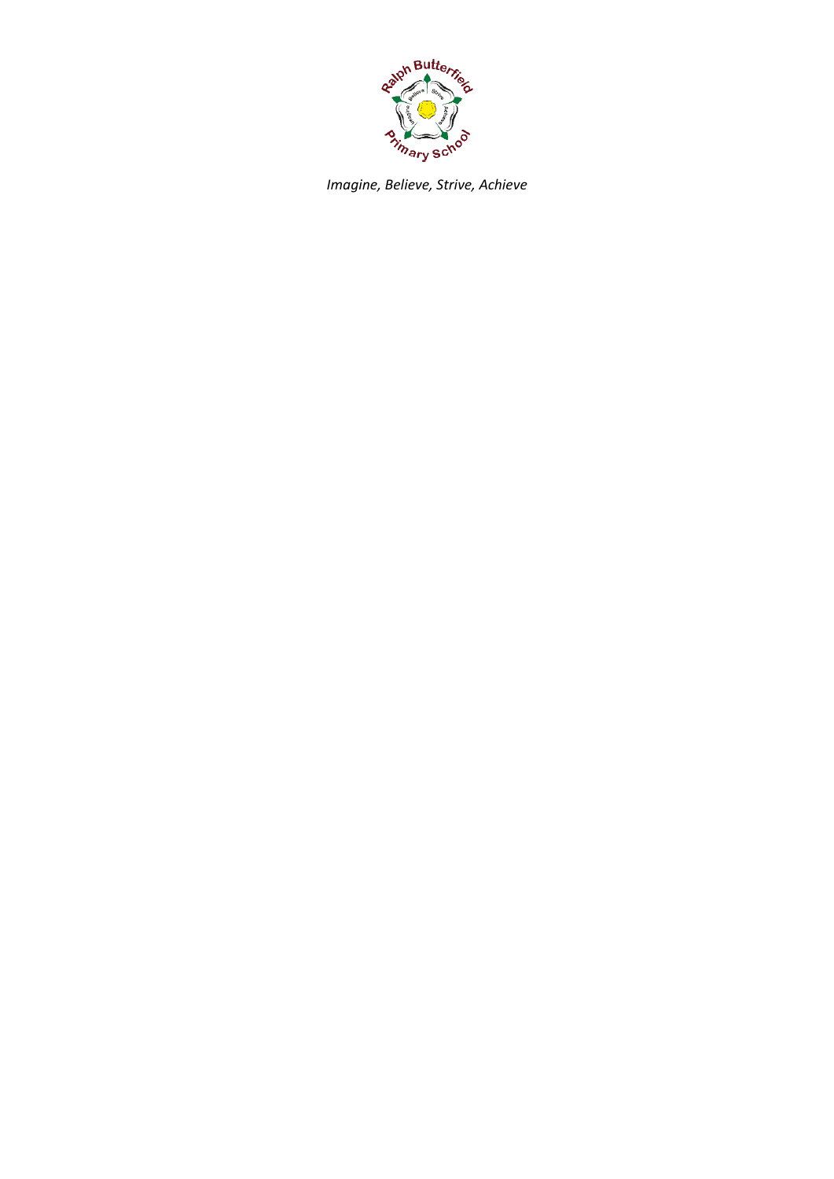*Imagine, Believe, Strive, Achieve*